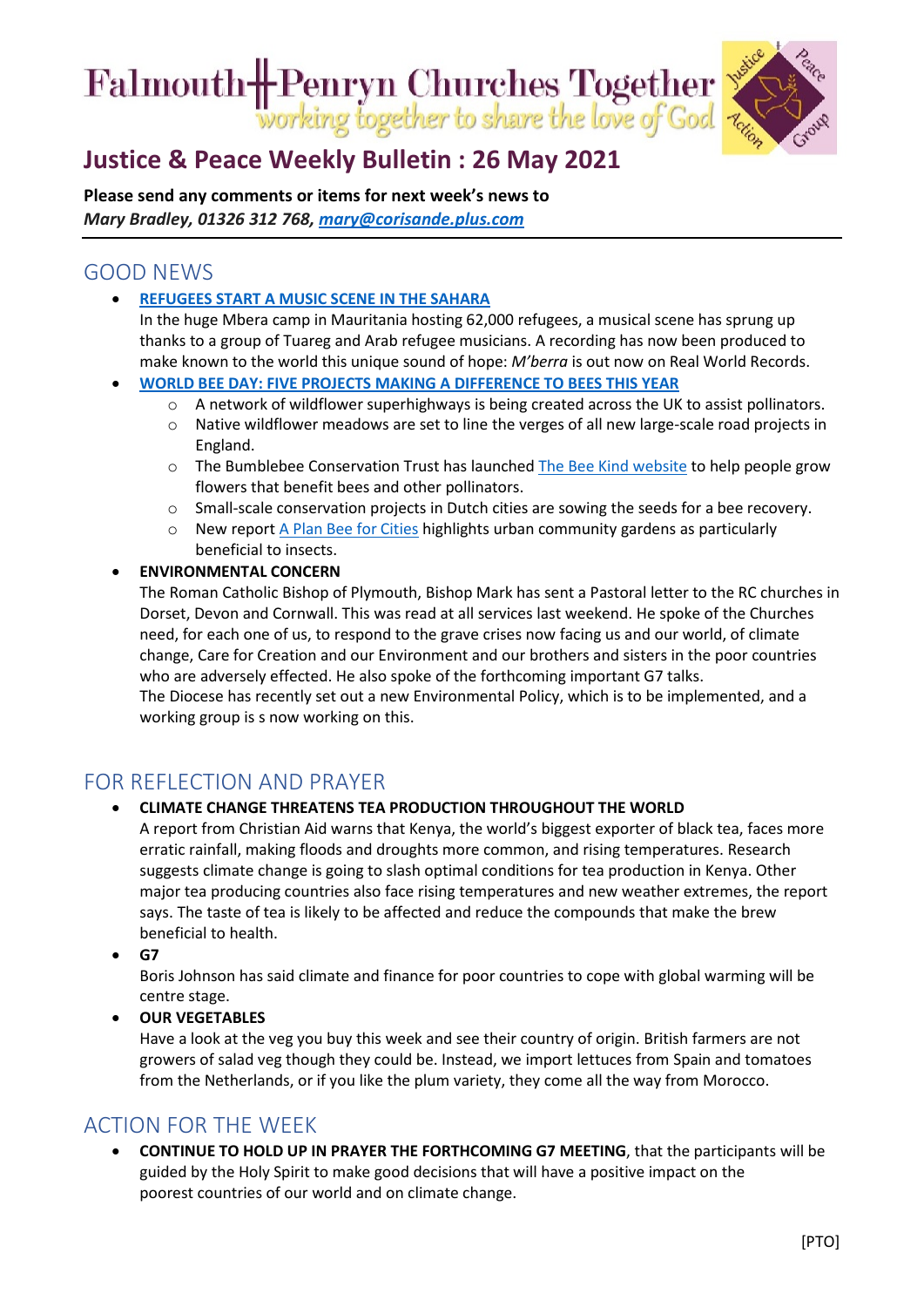# Falmouth Penryn Churches Together

*working together to share the love of God*

## Justice & Peace Weekly Bulletin : 26 May 2021

**Please send any comments or items for next week's news to**
***Mary Bradley, 01326 312 768, mary@corisande.plus.com***

## GOOD NEWS

- **REFUGEES START A MUSIC SCENE IN THE SAHARA**
  In the huge Mbera camp in Mauritania hosting 62,000 refugees, a musical scene has sprung up thanks to a group of Tuareg and Arab refugee musicians. A recording has now been produced to make known to the world this unique sound of hope: *M'berra* is out now on Real World Records.
- **WORLD BEE DAY: FIVE PROJECTS MAKING A DIFFERENCE TO BEES THIS YEAR**
  - A network of wildflower superhighways is being created across the UK to assist pollinators.
  - Native wildflower meadows are set to line the verges of all new large-scale road projects in England.
  - The Bumblebee Conservation Trust has launched The Bee Kind website to help people grow flowers that benefit bees and other pollinators.
  - Small-scale conservation projects in Dutch cities are sowing the seeds for a bee recovery.
  - New report A Plan Bee for Cities highlights urban community gardens as particularly beneficial to insects.
- **ENVIRONMENTAL CONCERN**
  The Roman Catholic Bishop of Plymouth, Bishop Mark has sent a Pastoral letter to the RC churches in Dorset, Devon and Cornwall. This was read at all services last weekend. He spoke of the Churches need, for each one of us, to respond to the grave crises now facing us and our world, of climate change, Care for Creation and our Environment and our brothers and sisters in the poor countries who are adversely effected. He also spoke of the forthcoming important G7 talks.
  The Diocese has recently set out a new Environmental Policy, which is to be implemented, and a working group is s now working on this.

## FOR REFLECTION AND PRAYER

- **CLIMATE CHANGE THREATENS TEA PRODUCTION THROUGHOUT THE WORLD**
  A report from Christian Aid warns that Kenya, the world's biggest exporter of black tea, faces more erratic rainfall, making floods and droughts more common, and rising temperatures. Research suggests climate change is going to slash optimal conditions for tea production in Kenya. Other major tea producing countries also face rising temperatures and new weather extremes, the report says. The taste of tea is likely to be affected and reduce the compounds that make the brew beneficial to health.
- **G7**
  Boris Johnson has said climate and finance for poor countries to cope with global warming will be centre stage.
- **OUR VEGETABLES**
  Have a look at the veg you buy this week and see their country of origin. British farmers are not growers of salad veg though they could be. Instead, we import lettuces from Spain and tomatoes from the Netherlands, or if you like the plum variety, they come all the way from Morocco.

## ACTION FOR THE WEEK

- **CONTINUE TO HOLD UP IN PRAYER THE FORTHCOMING G7 MEETING**, that the participants will be guided by the Holy Spirit to make good decisions that will have a positive impact on the poorest countries of our world and on climate change.

[PTO]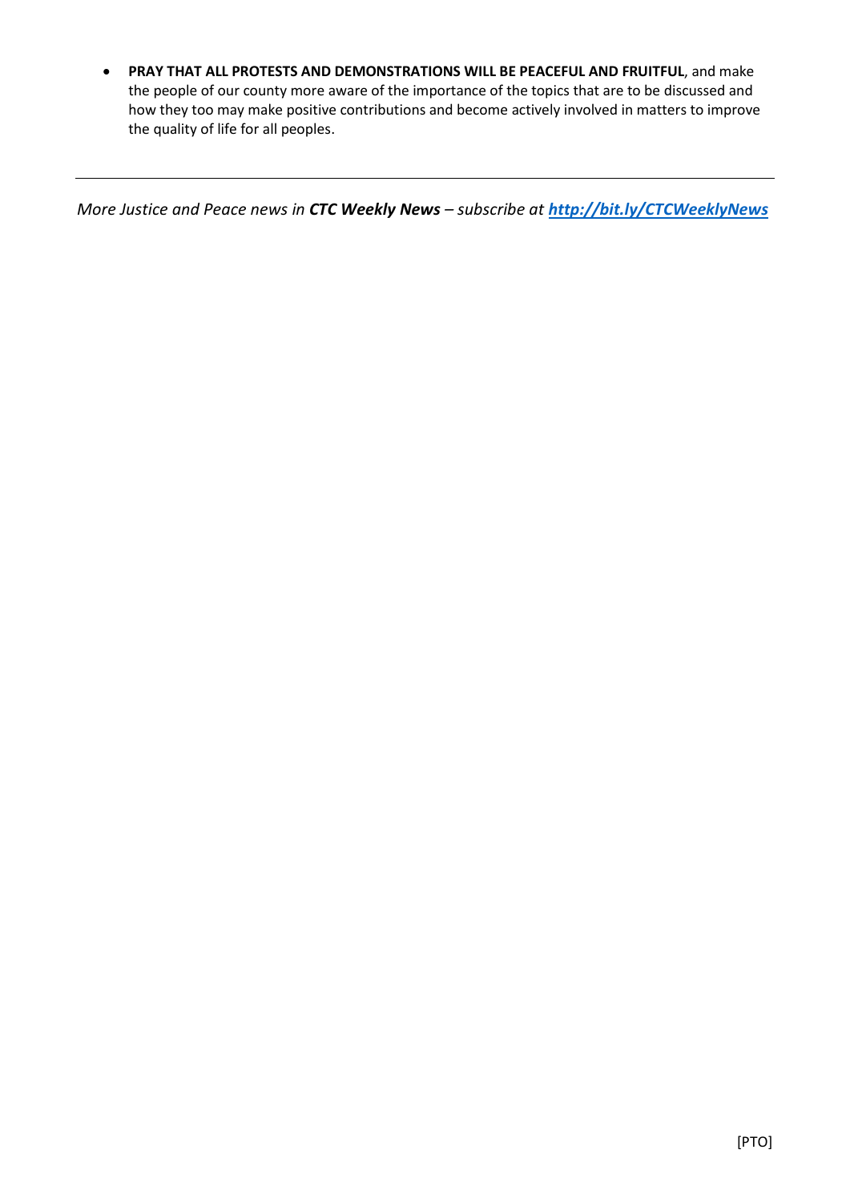- **PRAY THAT ALL PROTESTS AND DEMONSTRATIONS WILL BE PEACEFUL AND FRUITFUL**, and make the people of our county more aware of the importance of the topics that are to be discussed and how they too may make positive contributions and become actively involved in matters to improve the quality of life for all peoples.

---

*More Justice and Peace news in **CTC Weekly News** – subscribe at **[http://bit.ly/CTCWeeklyNews](http://bit.ly/CTCWeeklyNews)***

[PTO]